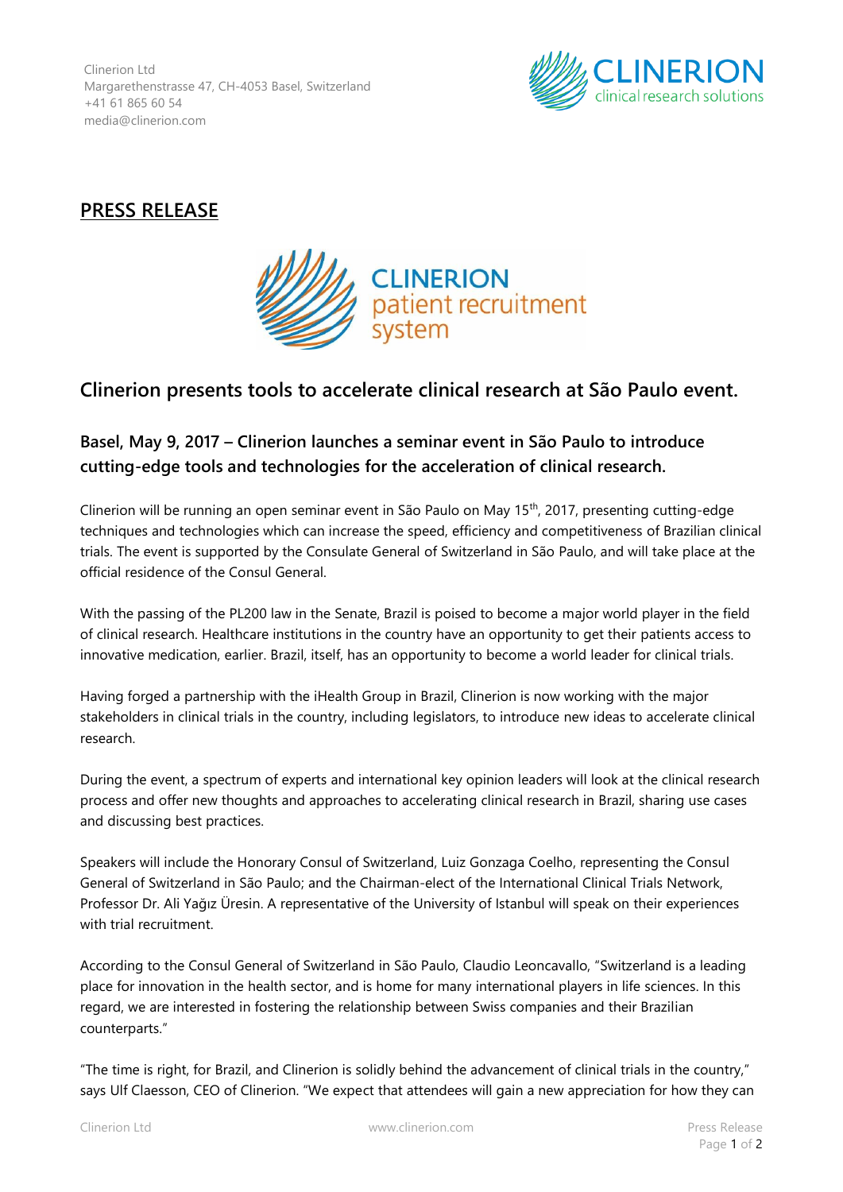Clinerion Ltd
Margarethenstrasse 47, CH-4053 Basel, Switzerland
+41 61 865 60 54
media@clinerion.com

## PRESS RELEASE

# Clinerion presents tools to accelerate clinical research at São Paulo event.

### Basel, May 9, 2017 – Clinerion launches a seminar event in São Paulo to introduce cutting-edge tools and technologies for the acceleration of clinical research.

Clinerion will be running an open seminar event in São Paulo on May 15th, 2017, presenting cutting-edge techniques and technologies which can increase the speed, efficiency and competitiveness of Brazilian clinical trials. The event is supported by the Consulate General of Switzerland in São Paulo, and will take place at the official residence of the Consul General.

With the passing of the PL200 law in the Senate, Brazil is poised to become a major world player in the field of clinical research. Healthcare institutions in the country have an opportunity to get their patients access to innovative medication, earlier. Brazil, itself, has an opportunity to become a world leader for clinical trials.

Having forged a partnership with the iHealth Group in Brazil, Clinerion is now working with the major stakeholders in clinical trials in the country, including legislators, to introduce new ideas to accelerate clinical research.

During the event, a spectrum of experts and international key opinion leaders will look at the clinical research process and offer new thoughts and approaches to accelerating clinical research in Brazil, sharing use cases and discussing best practices.

Speakers will include the Honorary Consul of Switzerland, Luiz Gonzaga Coelho, representing the Consul General of Switzerland in São Paulo; and the Chairman-elect of the International Clinical Trials Network, Professor Dr. Ali Yağız Üresin. A representative of the University of Istanbul will speak on their experiences with trial recruitment.

According to the Consul General of Switzerland in São Paulo, Claudio Leoncavallo, "Switzerland is a leading place for innovation in the health sector, and is home for many international players in life sciences. In this regard, we are interested in fostering the relationship between Swiss companies and their Brazilian counterparts."

"The time is right, for Brazil, and Clinerion is solidly behind the advancement of clinical trials in the country," says Ulf Claesson, CEO of Clinerion. "We expect that attendees will gain a new appreciation for how they can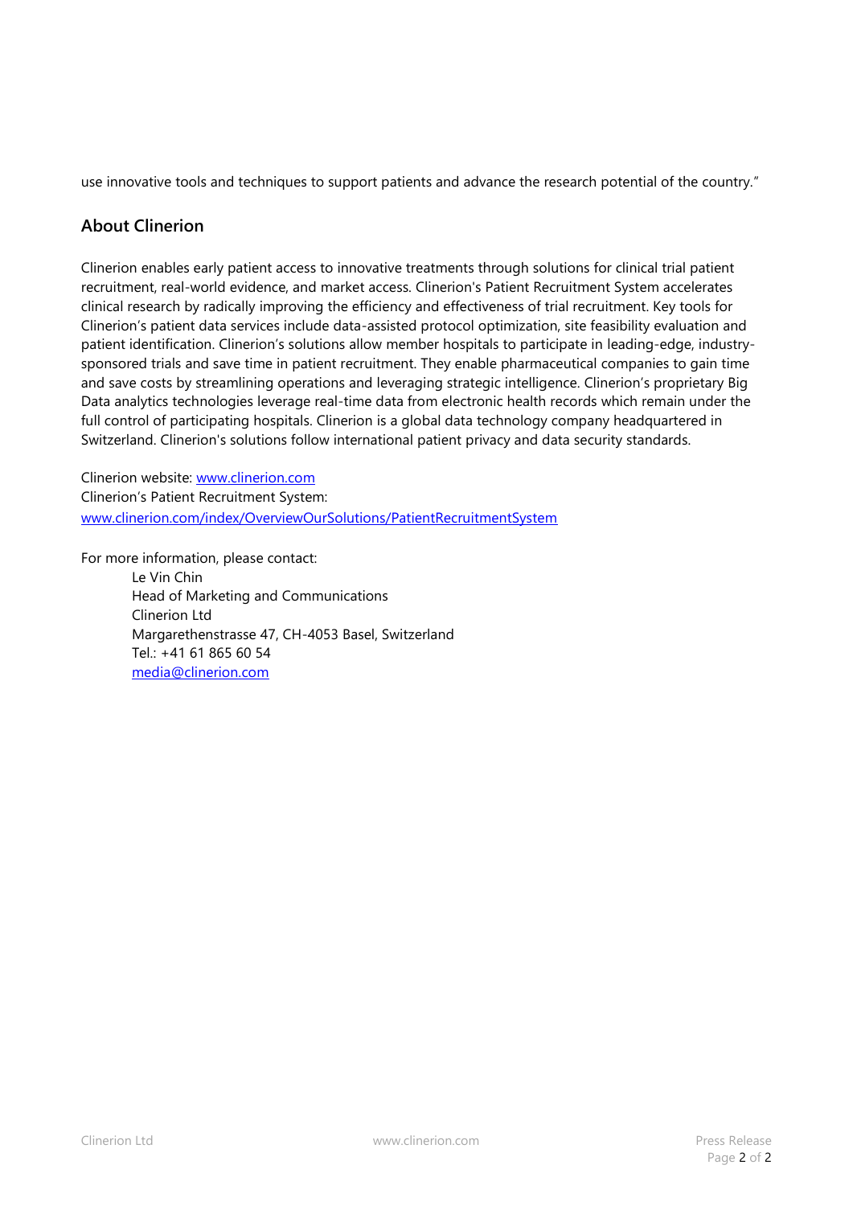use innovative tools and techniques to support patients and advance the research potential of the country."

## About Clinerion

Clinerion enables early patient access to innovative treatments through solutions for clinical trial patient recruitment, real-world evidence, and market access. Clinerion's Patient Recruitment System accelerates clinical research by radically improving the efficiency and effectiveness of trial recruitment. Key tools for Clinerion's patient data services include data-assisted protocol optimization, site feasibility evaluation and patient identification. Clinerion's solutions allow member hospitals to participate in leading-edge, industry-sponsored trials and save time in patient recruitment. They enable pharmaceutical companies to gain time and save costs by streamlining operations and leveraging strategic intelligence. Clinerion's proprietary Big Data analytics technologies leverage real-time data from electronic health records which remain under the full control of participating hospitals. Clinerion is a global data technology company headquartered in Switzerland. Clinerion's solutions follow international patient privacy and data security standards.

Clinerion website: www.clinerion.com
Clinerion's Patient Recruitment System:
www.clinerion.com/index/OverviewOurSolutions/PatientRecruitmentSystem

For more information, please contact:

Le Vin Chin
Head of Marketing and Communications
Clinerion Ltd
Margarethenstrasse 47, CH-4053 Basel, Switzerland
Tel.: +41 61 865 60 54
media@clinerion.com